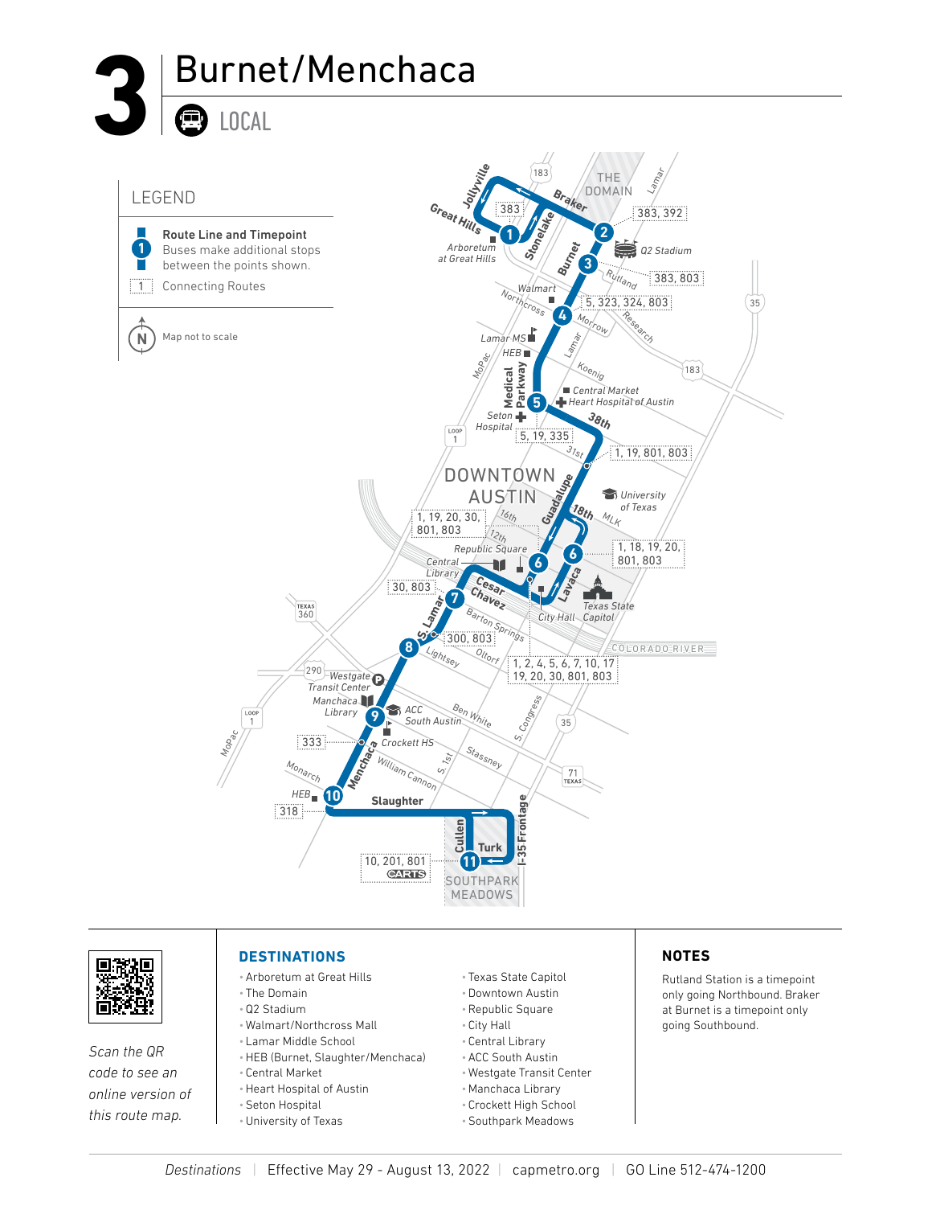# 3 Burnet/Menchaca

LOCAL

## LEGEND

- **Route Line and Timepoint** — Buses make additional stops between the points shown.
- Connecting Routes
- Map not to scale

Jollyville · Great Hills · 183 · THE DOMAIN · Braker · Lamar · 383 · 383, 392 · Arboretum at Great Hills · Stonelake · Burnet · Q2 Stadium · Rutland · 383, 803 · Walmart · Northcross · 5, 323, 324, 803 · Morrow · Research · 35 · Lamar MS · HEB · MoPac · Lamar · Koenig · 183 · Medical Parkway · Central Market · Heart Hospital of Austin · Seton Hospital · 38th · LOOP 1 · 5, 19, 335 · 31st · 1, 19, 801, 803 · DOWNTOWN AUSTIN · Guadalupe · University of Texas · 1, 19, 20, 30, 801, 803 · 16th · 18th · MLK · 12th · Republic Square · 1, 18, 19, 20, 801, 803 · Central Library · Cesar Chavez · Lavaca · 30, 803 · TEXAS 360 · S. Lamar · Texas State Capitol · City Hall · Barton Springs · 300, 803 · COLORADO RIVER · Lightsey · Oltorf · 1, 2, 4, 5, 6, 7, 10, 17 19, 20, 30, 801, 803 · 290 · Westgate Transit Center · Manchaca Library · ACC South Austin · Ben White · S. Congress · LOOP 1 · 35 · Crockett HS · MoPac · 333 · Menchaca · S. 1st · Stassney · Monarch · William Cannon · 71 TEXAS · HEB · Slaughter · 318 · Cullen · Turk · I-35 Frontage · 10, 201, 801 CARTS · SOUTHPARK MEADOWS

Scan the QR code to see an online version of this route map.

## DESTINATIONS

- Arboretum at Great Hills
- The Domain
- Q2 Stadium
- Walmart/Northcross Mall
- Lamar Middle School
- HEB (Burnet, Slaughter/Menchaca)
- Central Market
- Heart Hospital of Austin
- Seton Hospital
- University of Texas
- Texas State Capitol
- Downtown Austin
- Republic Square
- City Hall
- Central Library
- ACC South Austin
- Westgate Transit Center
- Manchaca Library
- Crockett High School
- Southpark Meadows

## NOTES

Rutland Station is a timepoint only going Northbound. Braker at Burnet is a timepoint only going Southbound.

*Destinations* | Effective May 29 - August 13, 2022 | capmetro.org | GO Line 512-474-1200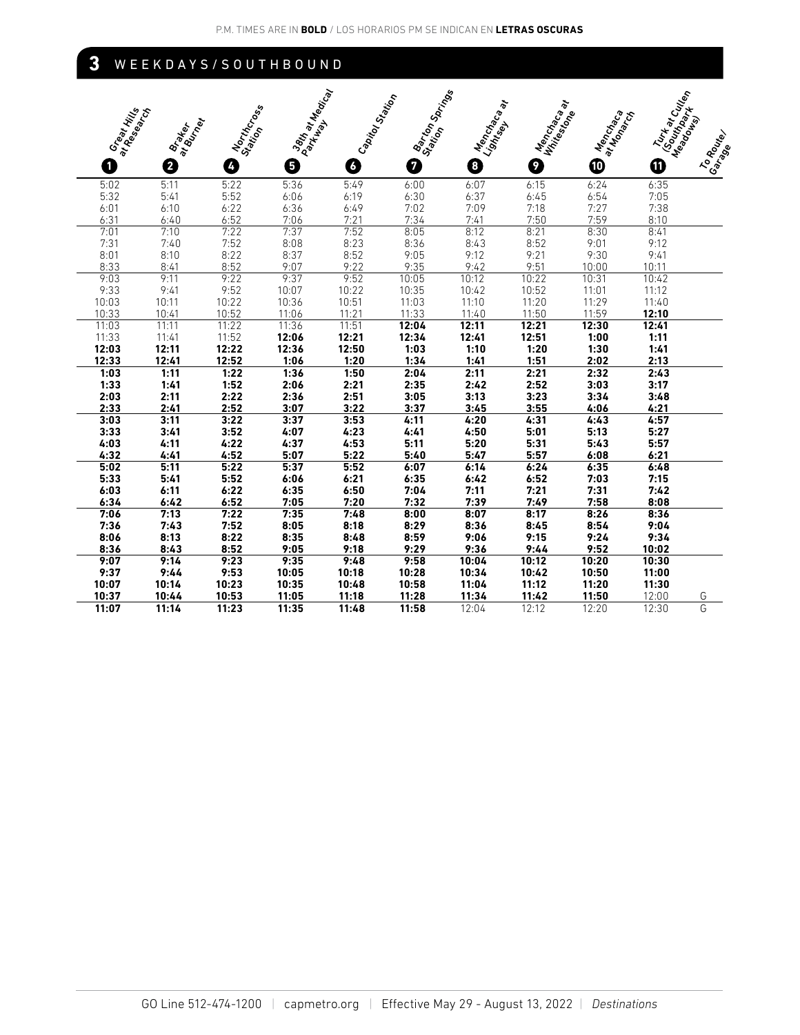P.M. TIMES ARE IN **BOLD** / LOS HORARIOS PM SE INDICAN EN **LETRAS OSCURAS**

## 3 WEEKDAYS/SOUTHBOUND

| 1 Great Hills at Research | 2 Braker at Burnet | 4 Northcross Station | 5 38th at Medical Parkway | 6 Capitol Station | 7 Barton Springs Station | 8 Menchaca at Lightsey | 9 Menchaca at Whitestone | 10 Menchaca at Monarch | 11 Turk at Cullen (Southpark Meadows) | To Route/ Garage |
|---|---|---|---|---|---|---|---|---|---|---|
| 5:02 | 5:11 | 5:22 | 5:36 | 5:49 | 6:00 | 6:07 | 6:15 | 6:24 | 6:35 | |
| 5:32 | 5:41 | 5:52 | 6:06 | 6:19 | 6:30 | 6:37 | 6:45 | 6:54 | 7:05 | |
| 6:01 | 6:10 | 6:22 | 6:36 | 6:49 | 7:02 | 7:09 | 7:18 | 7:27 | 7:38 | |
| 6:31 | 6:40 | 6:52 | 7:06 | 7:21 | 7:34 | 7:41 | 7:50 | 7:59 | 8:10 | |
| 7:01 | 7:10 | 7:22 | 7:37 | 7:52 | 8:05 | 8:12 | 8:21 | 8:30 | 8:41 | |
| 7:31 | 7:40 | 7:52 | 8:08 | 8:23 | 8:36 | 8:43 | 8:52 | 9:01 | 9:12 | |
| 8:01 | 8:10 | 8:22 | 8:37 | 8:52 | 9:05 | 9:12 | 9:21 | 9:30 | 9:41 | |
| 8:33 | 8:41 | 8:52 | 9:07 | 9:22 | 9:35 | 9:42 | 9:51 | 10:00 | 10:11 | |
| 9:03 | 9:11 | 9:22 | 9:37 | 9:52 | 10:05 | 10:12 | 10:22 | 10:31 | 10:42 | |
| 9:33 | 9:41 | 9:52 | 10:07 | 10:22 | 10:35 | 10:42 | 10:52 | 11:01 | 11:12 | |
| 10:03 | 10:11 | 10:22 | 10:36 | 10:51 | 11:03 | 11:10 | 11:20 | 11:29 | 11:40 | |
| 10:33 | 10:41 | 10:52 | 11:06 | 11:21 | 11:33 | 11:40 | 11:50 | 11:59 | **12:10** | |
| 11:03 | 11:11 | 11:22 | 11:36 | 11:51 | **12:04** | **12:11** | **12:21** | **12:30** | **12:41** | |
| 11:33 | 11:41 | 11:52 | **12:06** | **12:21** | **12:34** | **12:41** | **12:51** | **1:00** | **1:11** | |
| **12:03** | **12:11** | **12:22** | **12:36** | **12:50** | **1:03** | **1:10** | **1:20** | **1:30** | **1:41** | |
| **12:33** | **12:41** | **12:52** | **1:06** | **1:20** | **1:34** | **1:41** | **1:51** | **2:02** | **2:13** | |
| **1:03** | **1:11** | **1:22** | **1:36** | **1:50** | **2:04** | **2:11** | **2:21** | **2:32** | **2:43** | |
| **1:33** | **1:41** | **1:52** | **2:06** | **2:21** | **2:35** | **2:42** | **2:52** | **3:03** | **3:17** | |
| **2:03** | **2:11** | **2:22** | **2:36** | **2:51** | **3:05** | **3:13** | **3:23** | **3:34** | **3:48** | |
| **2:33** | **2:41** | **2:52** | **3:07** | **3:22** | **3:37** | **3:45** | **3:55** | **4:06** | **4:21** | |
| **3:03** | **3:11** | **3:22** | **3:37** | **3:53** | **4:11** | **4:20** | **4:31** | **4:43** | **4:57** | |
| **3:33** | **3:41** | **3:52** | **4:07** | **4:23** | **4:41** | **4:50** | **5:01** | **5:13** | **5:27** | |
| **4:03** | **4:11** | **4:22** | **4:37** | **4:53** | **5:11** | **5:20** | **5:31** | **5:43** | **5:57** | |
| **4:32** | **4:41** | **4:52** | **5:07** | **5:22** | **5:40** | **5:47** | **5:57** | **6:08** | **6:21** | |
| **5:02** | **5:11** | **5:22** | **5:37** | **5:52** | **6:07** | **6:14** | **6:24** | **6:35** | **6:48** | |
| **5:33** | **5:41** | **5:52** | **6:06** | **6:21** | **6:35** | **6:42** | **6:52** | **7:03** | **7:15** | |
| **6:03** | **6:11** | **6:22** | **6:35** | **6:50** | **7:04** | **7:11** | **7:21** | **7:31** | **7:42** | |
| **6:34** | **6:42** | **6:52** | **7:05** | **7:20** | **7:32** | **7:39** | **7:49** | **7:58** | **8:08** | |
| **7:06** | **7:13** | **7:22** | **7:35** | **7:48** | **8:00** | **8:07** | **8:17** | **8:26** | **8:36** | |
| **7:36** | **7:43** | **7:52** | **8:05** | **8:18** | **8:29** | **8:36** | **8:45** | **8:54** | **9:04** | |
| **8:06** | **8:13** | **8:22** | **8:35** | **8:48** | **8:59** | **9:06** | **9:15** | **9:24** | **9:34** | |
| **8:36** | **8:43** | **8:52** | **9:05** | **9:18** | **9:29** | **9:36** | **9:44** | **9:52** | **10:02** | |
| **9:07** | **9:14** | **9:23** | **9:35** | **9:48** | **9:58** | **10:04** | **10:12** | **10:20** | **10:30** | |
| **9:37** | **9:44** | **9:53** | **10:05** | **10:18** | **10:28** | **10:34** | **10:42** | **10:50** | **11:00** | |
| **10:07** | **10:14** | **10:23** | **10:35** | **10:48** | **10:58** | **11:04** | **11:12** | **11:20** | **11:30** | |
| **10:37** | **10:44** | **10:53** | **11:05** | **11:18** | **11:28** | **11:34** | **11:42** | **11:50** | 12:00 | G |
| **11:07** | **11:14** | **11:23** | **11:35** | **11:48** | **11:58** | 12:04 | 12:12 | 12:20 | 12:30 | G |

GO Line 512-474-1200 | capmetro.org | Effective May 29 - August 13, 2022 | *Destinations*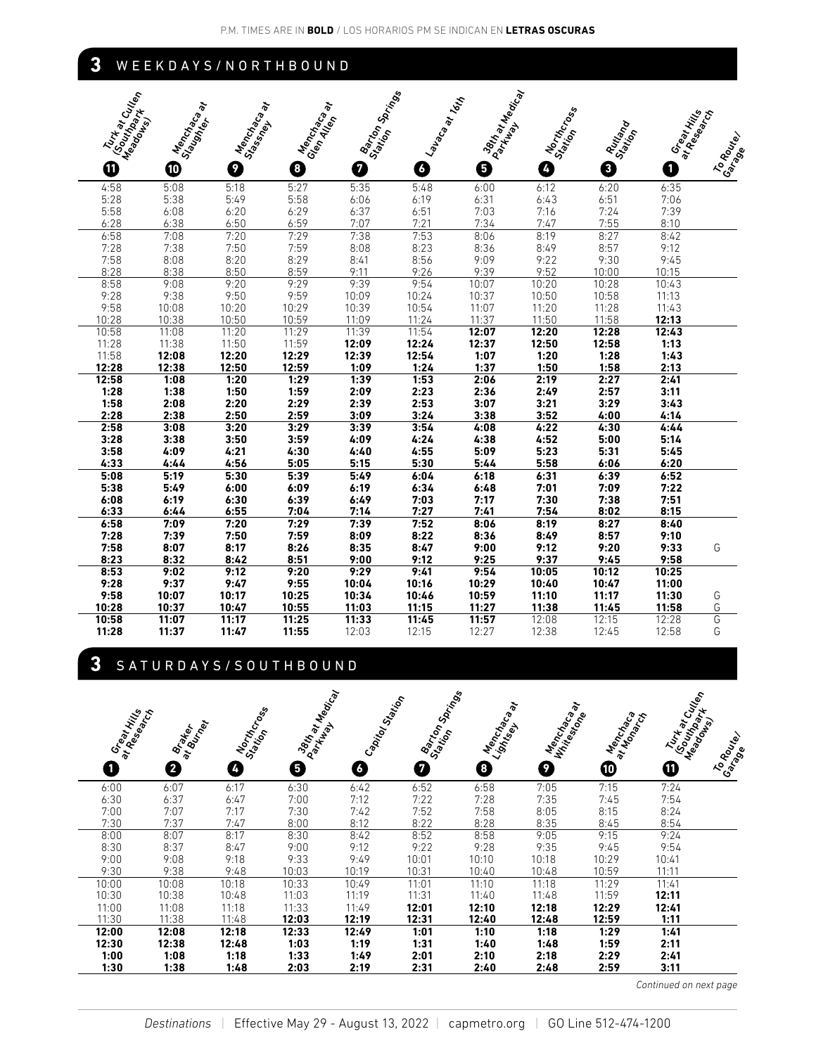P.M. TIMES ARE IN **BOLD** / LOS HORARIOS PM SE INDICAN EN **LETRAS OSCURAS**

## 3 WEEKDAYS/NORTHBOUND

| Turk at Cullen (Southpark Meadows) 11 | Menchaca at Slaughter 10 | Menchaca at Stassney 9 | Menchaca at Glen Allen 8 | Barton Springs Station 7 | Lavaca at 16th 6 | 38th at Medical Parkway 5 | Northcross Station 4 | Rutland Station 3 | Great Hills at Research 1 | To Route/ Garage |
|---|---|---|---|---|---|---|---|---|---|---|
| 4:58 | 5:08 | 5:18 | 5:27 | 5:35 | 5:48 | 6:00 | 6:12 | 6:20 | 6:35 | |
| 5:28 | 5:38 | 5:49 | 5:58 | 6:06 | 6:19 | 6:31 | 6:43 | 6:51 | 7:06 | |
| 5:58 | 6:08 | 6:20 | 6:29 | 6:37 | 6:51 | 7:03 | 7:16 | 7:24 | 7:39 | |
| 6:28 | 6:38 | 6:50 | 6:59 | 7:07 | 7:21 | 7:34 | 7:47 | 7:55 | 8:10 | |
| 6:58 | 7:08 | 7:20 | 7:29 | 7:38 | 7:53 | 8:06 | 8:19 | 8:27 | 8:42 | |
| 7:28 | 7:38 | 7:50 | 7:59 | 8:08 | 8:23 | 8:36 | 8:49 | 8:57 | 9:12 | |
| 7:58 | 8:08 | 8:20 | 8:29 | 8:41 | 8:56 | 9:09 | 9:22 | 9:30 | 9:45 | |
| 8:28 | 8:38 | 8:50 | 8:59 | 9:11 | 9:26 | 9:39 | 9:52 | 10:00 | 10:15 | |
| 8:58 | 9:08 | 9:20 | 9:29 | 9:39 | 9:54 | 10:07 | 10:20 | 10:28 | 10:43 | |
| 9:28 | 9:38 | 9:50 | 9:59 | 10:09 | 10:24 | 10:37 | 10:50 | 10:58 | 11:13 | |
| 9:58 | 10:08 | 10:20 | 10:29 | 10:39 | 10:54 | 11:07 | 11:20 | 11:28 | 11:43 | |
| 10:28 | 10:38 | 10:50 | 10:59 | 11:09 | 11:24 | 11:37 | 11:50 | 11:58 | **12:13** | |
| 10:58 | 11:08 | 11:20 | 11:29 | 11:39 | 11:54 | **12:07** | **12:20** | **12:28** | **12:43** | |
| 11:28 | 11:38 | 11:50 | 11:59 | **12:09** | **12:24** | **12:37** | **12:50** | **12:58** | **1:13** | |
| 11:58 | **12:08** | **12:20** | **12:29** | **12:39** | **12:54** | **1:07** | **1:20** | **1:28** | **1:43** | |
| **12:28** | **12:38** | **12:50** | **12:59** | **1:09** | **1:24** | **1:37** | **1:50** | **1:58** | **2:13** | |
| **12:58** | **1:08** | **1:20** | **1:29** | **1:39** | **1:53** | **2:06** | **2:19** | **2:27** | **2:41** | |
| **1:28** | **1:38** | **1:50** | **1:59** | **2:09** | **2:23** | **2:36** | **2:49** | **2:57** | **3:11** | |
| **1:58** | **2:08** | **2:20** | **2:29** | **2:39** | **2:53** | **3:07** | **3:21** | **3:29** | **3:43** | |
| **2:28** | **2:38** | **2:50** | **2:59** | **3:09** | **3:24** | **3:38** | **3:52** | **4:00** | **4:14** | |
| **2:58** | **3:08** | **3:20** | **3:29** | **3:39** | **3:54** | **4:08** | **4:22** | **4:30** | **4:44** | |
| **3:28** | **3:38** | **3:50** | **3:59** | **4:09** | **4:24** | **4:38** | **4:52** | **5:00** | **5:14** | |
| **3:58** | **4:09** | **4:21** | **4:30** | **4:40** | **4:55** | **5:09** | **5:23** | **5:31** | **5:45** | |
| **4:33** | **4:44** | **4:56** | **5:05** | **5:15** | **5:30** | **5:44** | **5:58** | **6:06** | **6:20** | |
| **5:08** | **5:19** | **5:30** | **5:39** | **5:49** | **6:04** | **6:18** | **6:31** | **6:39** | **6:52** | |
| **5:38** | **5:49** | **6:00** | **6:09** | **6:19** | **6:34** | **6:48** | **7:01** | **7:09** | **7:22** | |
| **6:08** | **6:19** | **6:30** | **6:39** | **6:49** | **7:03** | **7:17** | **7:30** | **7:38** | **7:51** | |
| **6:33** | **6:44** | **6:55** | **7:04** | **7:14** | **7:27** | **7:41** | **7:54** | **8:02** | **8:15** | |
| **6:58** | **7:09** | **7:20** | **7:29** | **7:39** | **7:52** | **8:06** | **8:19** | **8:27** | **8:40** | |
| **7:28** | **7:39** | **7:50** | **7:59** | **8:09** | **8:22** | **8:36** | **8:49** | **8:57** | **9:10** | |
| **7:58** | **8:07** | **8:17** | **8:26** | **8:35** | **8:47** | **9:00** | **9:12** | **9:20** | **9:33** | G |
| **8:23** | **8:32** | **8:42** | **8:51** | **9:00** | **9:12** | **9:25** | **9:37** | **9:45** | **9:58** | |
| **8:53** | **9:02** | **9:12** | **9:20** | **9:29** | **9:41** | **9:54** | **10:05** | **10:12** | **10:25** | |
| **9:28** | **9:37** | **9:47** | **9:55** | **10:04** | **10:16** | **10:29** | **10:40** | **10:47** | **11:00** | |
| **9:58** | **10:07** | **10:17** | **10:25** | **10:34** | **10:46** | **10:59** | **11:10** | **11:17** | **11:30** | G |
| **10:28** | **10:37** | **10:47** | **10:55** | **11:03** | **11:15** | **11:27** | **11:38** | **11:45** | **11:58** | G |
| **10:58** | **11:07** | **11:17** | **11:25** | **11:33** | **11:45** | **11:57** | 12:08 | 12:15 | 12:28 | G |
| **11:28** | **11:37** | **11:47** | **11:55** | 12:03 | 12:15 | 12:27 | 12:38 | 12:45 | 12:58 | G |

## 3 SATURDAYS/SOUTHBOUND

| Great Hills at Research 1 | Braker at Burnet 2 | Northcross Station 4 | 38th at Medical Parkway 5 | Capitol Station 6 | Barton Springs Station 7 | Menchaca at Lightsey 8 | Menchaca at Whitestone 9 | Menchaca at Monarch 10 | Turk at Cullen (Southpark Meadows) 11 | To Route/ Garage |
|---|---|---|---|---|---|---|---|---|---|---|
| 6:00 | 6:07 | 6:17 | 6:30 | 6:42 | 6:52 | 6:58 | 7:05 | 7:15 | 7:24 | |
| 6:30 | 6:37 | 6:47 | 7:00 | 7:12 | 7:22 | 7:28 | 7:35 | 7:45 | 7:54 | |
| 7:00 | 7:07 | 7:17 | 7:30 | 7:42 | 7:52 | 7:58 | 8:05 | 8:15 | 8:24 | |
| 7:30 | 7:37 | 7:47 | 8:00 | 8:12 | 8:22 | 8:28 | 8:35 | 8:45 | 8:54 | |
| 8:00 | 8:07 | 8:17 | 8:30 | 8:42 | 8:52 | 8:58 | 9:05 | 9:15 | 9:24 | |
| 8:30 | 8:37 | 8:47 | 9:00 | 9:12 | 9:22 | 9:28 | 9:35 | 9:45 | 9:54 | |
| 9:00 | 9:08 | 9:18 | 9:33 | 9:49 | 10:01 | 10:10 | 10:18 | 10:29 | 10:41 | |
| 9:30 | 9:38 | 9:48 | 10:03 | 10:19 | 10:31 | 10:40 | 10:48 | 10:59 | 11:11 | |
| 10:00 | 10:08 | 10:18 | 10:33 | 10:49 | 11:01 | 11:10 | 11:18 | 11:29 | 11:41 | |
| 10:30 | 10:38 | 10:48 | 11:03 | 11:19 | 11:31 | 11:40 | 11:48 | 11:59 | **12:11** | |
| 11:00 | 11:08 | 11:18 | 11:33 | 11:49 | **12:01** | **12:10** | **12:18** | **12:29** | **12:41** | |
| 11:30 | 11:38 | 11:48 | **12:03** | **12:19** | **12:31** | **12:40** | **12:48** | **12:59** | **1:11** | |
| **12:00** | **12:08** | **12:18** | **12:33** | **12:49** | **1:01** | **1:10** | **1:18** | **1:29** | **1:41** | |
| **12:30** | **12:38** | **12:48** | **1:03** | **1:19** | **1:31** | **1:40** | **1:48** | **1:59** | **2:11** | |
| **1:00** | **1:08** | **1:18** | **1:33** | **1:49** | **2:01** | **2:10** | **2:18** | **2:29** | **2:41** | |
| **1:30** | **1:38** | **1:48** | **2:03** | **2:19** | **2:31** | **2:40** | **2:48** | **2:59** | **3:11** | |

*Continued on next page*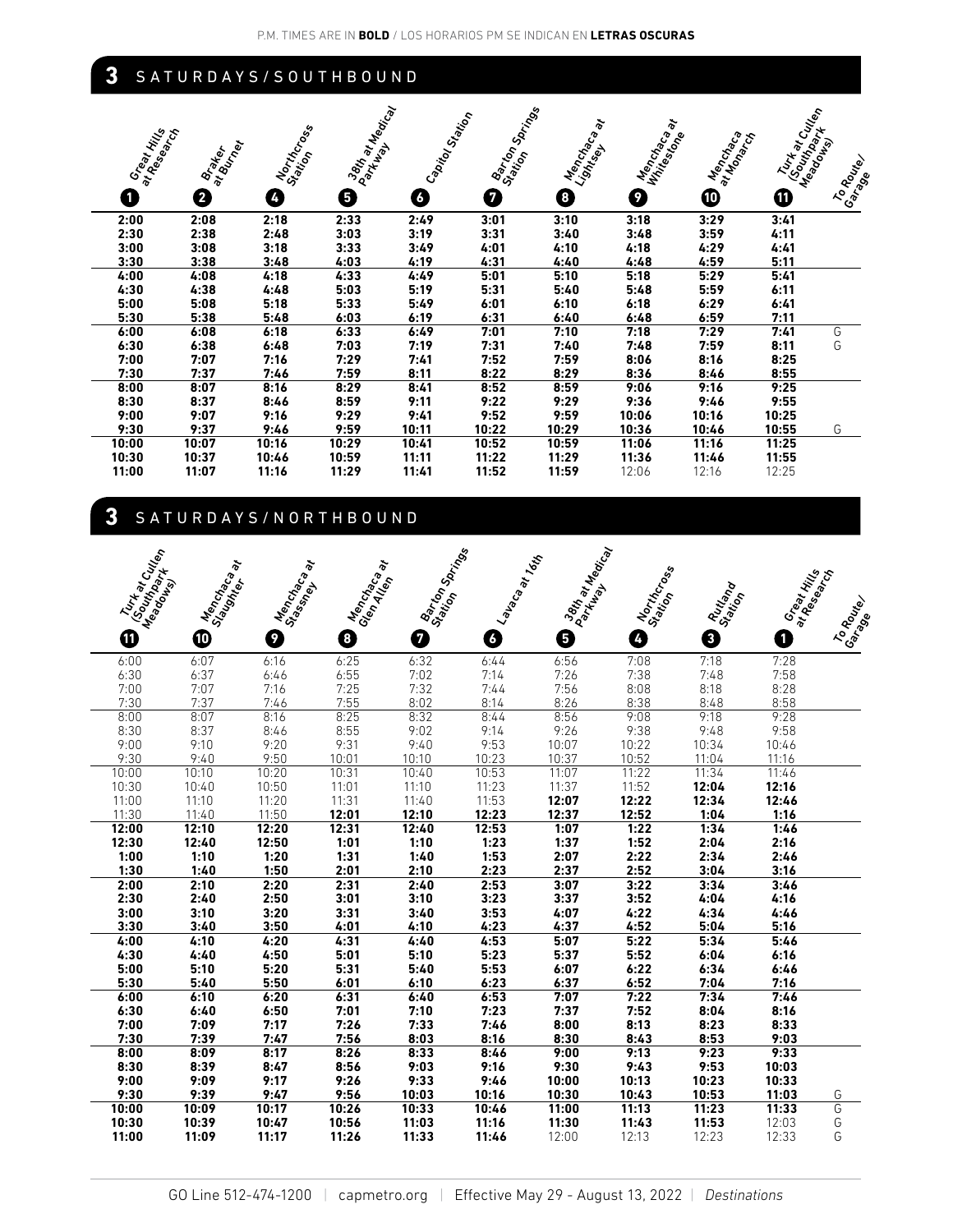P.M. TIMES ARE IN **BOLD** / LOS HORARIOS PM SE INDICAN EN **LETRAS OSCURAS**

## 3 SATURDAYS/SOUTHBOUND

| 1 Great Hills at Research | 2 Braker at Burnet | 4 Northcross Station | 5 38th at Medical Parkway | 6 Capitol Station | 7 Barton Springs Station | 8 Menchaca at Lightsey | 9 Menchaca at Whitestone | 10 Menchaca at Monarch | 11 Turk at Cullen (Southpark Meadows) | To Route/ Garage |
|---|---|---|---|---|---|---|---|---|---|---|
| **2:00** | **2:08** | **2:18** | **2:33** | **2:49** | **3:01** | **3:10** | **3:18** | **3:29** | **3:41** | |
| **2:30** | **2:38** | **2:48** | **3:03** | **3:19** | **3:31** | **3:40** | **3:48** | **3:59** | **4:11** | |
| **3:00** | **3:08** | **3:18** | **3:33** | **3:49** | **4:01** | **4:10** | **4:18** | **4:29** | **4:41** | |
| **3:30** | **3:38** | **3:48** | **4:03** | **4:19** | **4:31** | **4:40** | **4:48** | **4:59** | **5:11** | |
| **4:00** | **4:08** | **4:18** | **4:33** | **4:49** | **5:01** | **5:10** | **5:18** | **5:29** | **5:41** | |
| **4:30** | **4:38** | **4:48** | **5:03** | **5:19** | **5:31** | **5:40** | **5:48** | **5:59** | **6:11** | |
| **5:00** | **5:08** | **5:18** | **5:33** | **5:49** | **6:01** | **6:10** | **6:18** | **6:29** | **6:41** | |
| **5:30** | **5:38** | **5:48** | **6:03** | **6:19** | **6:31** | **6:40** | **6:48** | **6:59** | **7:11** | |
| **6:00** | **6:08** | **6:18** | **6:33** | **6:49** | **7:01** | **7:10** | **7:18** | **7:29** | **7:41** | G |
| **6:30** | **6:38** | **6:48** | **7:03** | **7:19** | **7:31** | **7:40** | **7:48** | **7:59** | **8:11** | G |
| **7:00** | **7:07** | **7:16** | **7:29** | **7:41** | **7:52** | **7:59** | **8:06** | **8:16** | **8:25** | |
| **7:30** | **7:37** | **7:46** | **7:59** | **8:11** | **8:22** | **8:29** | **8:36** | **8:46** | **8:55** | |
| **8:00** | **8:07** | **8:16** | **8:29** | **8:41** | **8:52** | **8:59** | **9:06** | **9:16** | **9:25** | |
| **8:30** | **8:37** | **8:46** | **8:59** | **9:11** | **9:22** | **9:29** | **9:36** | **9:46** | **9:55** | |
| **9:00** | **9:07** | **9:16** | **9:29** | **9:41** | **9:52** | **9:59** | **10:06** | **10:16** | **10:25** | |
| **9:30** | **9:37** | **9:46** | **9:59** | **10:11** | **10:22** | **10:29** | **10:36** | **10:46** | **10:55** | G |
| **10:00** | **10:07** | **10:16** | **10:29** | **10:41** | **10:52** | **10:59** | **11:06** | **11:16** | **11:25** | |
| **10:30** | **10:37** | **10:46** | **10:59** | **11:11** | **11:22** | **11:29** | **11:36** | **11:46** | **11:55** | |
| **11:00** | **11:07** | **11:16** | **11:29** | **11:41** | **11:52** | **11:59** | 12:06 | 12:16 | 12:25 | |

## 3 SATURDAYS/NORTHBOUND

| 11 Turk at Cullen (Southpark Meadows) | 10 Menchaca at Slaughter | 9 Menchaca at Stassney | 8 Menchaca at Glen Allen | 7 Barton Springs Station | 6 Lavaca at 16th | 5 38th at Medical Parkway | 4 Northcross Station | 3 Rutland Station | 1 Great Hills at Research | To Route/ Garage |
|---|---|---|---|---|---|---|---|---|---|---|
| 6:00 | 6:07 | 6:16 | 6:25 | 6:32 | 6:44 | 6:56 | 7:08 | 7:18 | 7:28 | |
| 6:30 | 6:37 | 6:46 | 6:55 | 7:02 | 7:14 | 7:26 | 7:38 | 7:48 | 7:58 | |
| 7:00 | 7:07 | 7:16 | 7:25 | 7:32 | 7:44 | 7:56 | 8:08 | 8:18 | 8:28 | |
| 7:30 | 7:37 | 7:46 | 7:55 | 8:02 | 8:14 | 8:26 | 8:38 | 8:48 | 8:58 | |
| 8:00 | 8:07 | 8:16 | 8:25 | 8:32 | 8:44 | 8:56 | 9:08 | 9:18 | 9:28 | |
| 8:30 | 8:37 | 8:46 | 8:55 | 9:02 | 9:14 | 9:26 | 9:38 | 9:48 | 9:58 | |
| 9:00 | 9:10 | 9:20 | 9:31 | 9:40 | 9:53 | 10:07 | 10:22 | 10:34 | 10:46 | |
| 9:30 | 9:40 | 9:50 | 10:01 | 10:10 | 10:23 | 10:37 | 10:52 | 11:04 | 11:16 | |
| 10:00 | 10:10 | 10:20 | 10:31 | 10:40 | 10:53 | 11:07 | 11:22 | 11:34 | 11:46 | |
| 10:30 | 10:40 | 10:50 | 11:01 | 11:10 | 11:23 | 11:37 | 11:52 | **12:04** | **12:16** | |
| 11:00 | 11:10 | 11:20 | 11:31 | 11:40 | 11:53 | **12:07** | **12:22** | **12:34** | **12:46** | |
| 11:30 | 11:40 | 11:50 | **12:01** | **12:10** | **12:23** | **12:37** | **12:52** | **1:04** | **1:16** | |
| **12:00** | **12:10** | **12:20** | **12:31** | **12:40** | **12:53** | **1:07** | **1:22** | **1:34** | **1:46** | |
| **12:30** | **12:40** | **12:50** | **1:01** | **1:10** | **1:23** | **1:37** | **1:52** | **2:04** | **2:16** | |
| **1:00** | **1:10** | **1:20** | **1:31** | **1:40** | **1:53** | **2:07** | **2:22** | **2:34** | **2:46** | |
| **1:30** | **1:40** | **1:50** | **2:01** | **2:10** | **2:23** | **2:37** | **2:52** | **3:04** | **3:16** | |
| **2:00** | **2:10** | **2:20** | **2:31** | **2:40** | **2:53** | **3:07** | **3:22** | **3:34** | **3:46** | |
| **2:30** | **2:40** | **2:50** | **3:01** | **3:10** | **3:23** | **3:37** | **3:52** | **4:04** | **4:16** | |
| **3:00** | **3:10** | **3:20** | **3:31** | **3:40** | **3:53** | **4:07** | **4:22** | **4:34** | **4:46** | |
| **3:30** | **3:40** | **3:50** | **4:01** | **4:10** | **4:23** | **4:37** | **4:52** | **5:04** | **5:16** | |
| **4:00** | **4:10** | **4:20** | **4:31** | **4:40** | **4:53** | **5:07** | **5:22** | **5:34** | **5:46** | |
| **4:30** | **4:40** | **4:50** | **5:01** | **5:10** | **5:23** | **5:37** | **5:52** | **6:04** | **6:16** | |
| **5:00** | **5:10** | **5:20** | **5:31** | **5:40** | **5:53** | **6:07** | **6:22** | **6:34** | **6:46** | |
| **5:30** | **5:40** | **5:50** | **6:01** | **6:10** | **6:23** | **6:37** | **6:52** | **7:04** | **7:16** | |
| **6:00** | **6:10** | **6:20** | **6:31** | **6:40** | **6:53** | **7:07** | **7:22** | **7:34** | **7:46** | |
| **6:30** | **6:40** | **6:50** | **7:01** | **7:10** | **7:23** | **7:37** | **7:52** | **8:04** | **8:16** | |
| **7:00** | **7:09** | **7:17** | **7:26** | **7:33** | **7:46** | **8:00** | **8:13** | **8:23** | **8:33** | |
| **7:30** | **7:39** | **7:47** | **7:56** | **8:03** | **8:16** | **8:30** | **8:43** | **8:53** | **9:03** | |
| **8:00** | **8:09** | **8:17** | **8:26** | **8:33** | **8:46** | **9:00** | **9:13** | **9:23** | **9:33** | |
| **8:30** | **8:39** | **8:47** | **8:56** | **9:03** | **9:16** | **9:30** | **9:43** | **9:53** | **10:03** | |
| **9:00** | **9:09** | **9:17** | **9:26** | **9:33** | **9:46** | **10:00** | **10:13** | **10:23** | **10:33** | |
| **9:30** | **9:39** | **9:47** | **9:56** | **10:03** | **10:16** | **10:30** | **10:43** | **10:53** | **11:03** | G |
| **10:00** | **10:09** | **10:17** | **10:26** | **10:33** | **10:46** | **11:00** | **11:13** | **11:23** | **11:33** | G |
| **10:30** | **10:39** | **10:47** | **10:56** | **11:03** | **11:16** | **11:30** | **11:43** | **11:53** | 12:03 | G |
| **11:00** | **11:09** | **11:17** | **11:26** | **11:33** | **11:46** | 12:00 | 12:13 | 12:23 | 12:33 | G |

GO Line 512-474-1200 | capmetro.org | Effective May 29 - August 13, 2022 | *Destinations*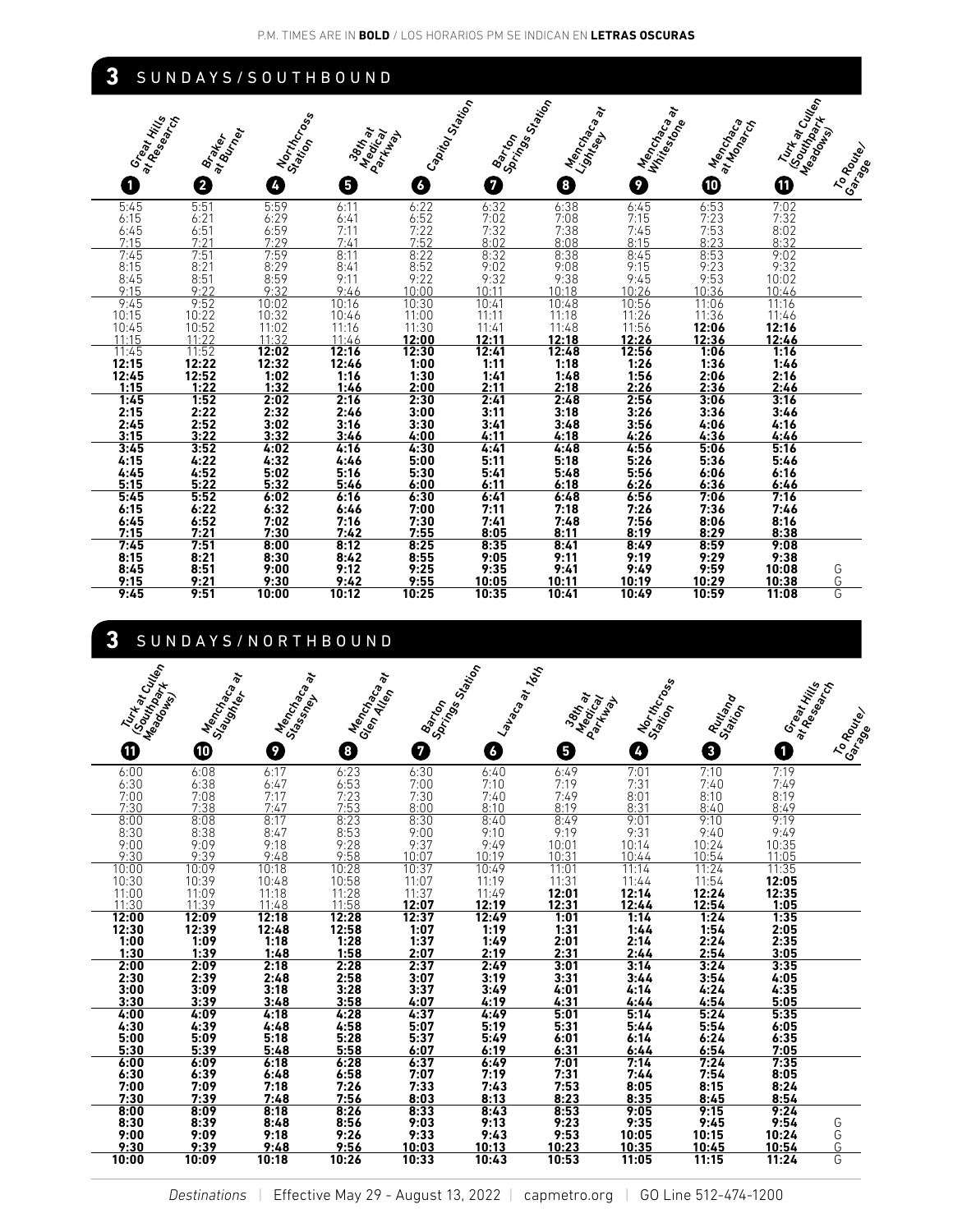P.M. TIMES ARE IN **BOLD** / LOS HORARIOS PM SE INDICAN EN **LETRAS OSCURAS**

## 3 SUNDAYS / SOUTHBOUND

| 1 Great Hills at Research | 2 Braker at Burnet | 4 Northcross Station | 5 38th at Medical Parkway | 6 Capitol Station | 7 Barton Springs Station | 8 Menchaca at Lightsey | 9 Menchaca at Whitestone | 10 Menchaca at Monarch | 11 Turk at Cullen (Southpark Meadows) | To Route/ Garage |
|---|---|---|---|---|---|---|---|---|---|---|
| 5:45 | 5:51 | 5:59 | 6:11 | 6:22 | 6:32 | 6:38 | 6:45 | 6:53 | 7:02 | |
| 6:15 | 6:21 | 6:29 | 6:41 | 6:52 | 7:02 | 7:08 | 7:15 | 7:23 | 7:32 | |
| 6:45 | 6:51 | 6:59 | 7:11 | 7:22 | 7:32 | 7:38 | 7:45 | 7:53 | 8:02 | |
| 7:15 | 7:21 | 7:29 | 7:41 | 7:52 | 8:02 | 8:08 | 8:15 | 8:23 | 8:32 | |
| 7:45 | 7:51 | 7:59 | 8:11 | 8:22 | 8:32 | 8:38 | 8:45 | 8:53 | 9:02 | |
| 8:15 | 8:21 | 8:29 | 8:41 | 8:52 | 9:02 | 9:08 | 9:15 | 9:23 | 9:32 | |
| 8:45 | 8:51 | 8:59 | 9:11 | 9:22 | 9:32 | 9:38 | 9:45 | 9:53 | 10:02 | |
| 9:15 | 9:22 | 9:32 | 9:46 | 10:00 | 10:11 | 10:18 | 10:26 | 10:36 | 10:46 | |
| 9:45 | 9:52 | 10:02 | 10:16 | 10:30 | 10:41 | 10:48 | 10:56 | 11:06 | 11:16 | |
| 10:15 | 10:22 | 10:32 | 10:46 | 11:00 | 11:11 | 11:18 | 11:26 | 11:36 | 11:46 | |
| 10:45 | 10:52 | 11:02 | 11:16 | 11:30 | 11:41 | 11:48 | 11:56 | **12:06** | **12:16** | |
| 11:15 | 11:22 | 11:32 | 11:46 | **12:00** | **12:11** | **12:18** | **12:26** | **12:36** | **12:46** | |
| 11:45 | 11:52 | **12:02** | **12:16** | **12:30** | **12:41** | **12:48** | **12:56** | **1:06** | **1:16** | |
| **12:15** | **12:22** | **12:32** | **12:46** | **1:00** | **1:11** | **1:18** | **1:26** | **1:36** | **1:46** | |
| **12:45** | **12:52** | **1:02** | **1:16** | **1:30** | **1:41** | **1:48** | **1:56** | **2:06** | **2:16** | |
| **1:15** | **1:22** | **1:32** | **1:46** | **2:00** | **2:11** | **2:18** | **2:26** | **2:36** | **2:46** | |
| **1:45** | **1:52** | **2:02** | **2:16** | **2:30** | **2:41** | **2:48** | **2:56** | **3:06** | **3:16** | |
| **2:15** | **2:22** | **2:32** | **2:46** | **3:00** | **3:11** | **3:18** | **3:26** | **3:36** | **3:46** | |
| **2:45** | **2:52** | **3:02** | **3:16** | **3:30** | **3:41** | **3:48** | **3:56** | **4:06** | **4:16** | |
| **3:15** | **3:22** | **3:32** | **3:46** | **4:00** | **4:11** | **4:18** | **4:26** | **4:36** | **4:46** | |
| **3:45** | **3:52** | **4:02** | **4:16** | **4:30** | **4:41** | **4:48** | **4:56** | **5:06** | **5:16** | |
| **4:15** | **4:22** | **4:32** | **4:46** | **5:00** | **5:11** | **5:18** | **5:26** | **5:36** | **5:46** | |
| **4:45** | **4:52** | **5:02** | **5:16** | **5:30** | **5:41** | **5:48** | **5:56** | **6:06** | **6:16** | |
| **5:15** | **5:22** | **5:32** | **5:46** | **6:00** | **6:11** | **6:18** | **6:26** | **6:36** | **6:46** | |
| **5:45** | **5:52** | **6:02** | **6:16** | **6:30** | **6:41** | **6:48** | **6:56** | **7:06** | **7:16** | |
| **6:15** | **6:22** | **6:32** | **6:46** | **7:00** | **7:11** | **7:18** | **7:26** | **7:36** | **7:46** | |
| **6:45** | **6:52** | **7:02** | **7:16** | **7:30** | **7:41** | **7:48** | **7:56** | **8:06** | **8:16** | |
| **7:15** | **7:21** | **7:30** | **7:42** | **7:55** | **8:05** | **8:11** | **8:19** | **8:29** | **8:38** | |
| **7:45** | **7:51** | **8:00** | **8:12** | **8:25** | **8:35** | **8:41** | **8:49** | **8:59** | **9:08** | |
| **8:15** | **8:21** | **8:30** | **8:42** | **8:55** | **9:05** | **9:11** | **9:19** | **9:29** | **9:38** | |
| **8:45** | **8:51** | **9:00** | **9:12** | **9:25** | **9:35** | **9:41** | **9:49** | **9:59** | **10:08** | G |
| **9:15** | **9:21** | **9:30** | **9:42** | **9:55** | **10:05** | **10:11** | **10:19** | **10:29** | **10:38** | G |
| **9:45** | **9:51** | **10:00** | **10:12** | **10:25** | **10:35** | **10:41** | **10:49** | **10:59** | **11:08** | G |

## 3 SUNDAYS / NORTHBOUND

| 11 Turk at Cullen (Southpark Meadows) | 10 Menchaca at Slaughter | 9 Menchaca at Stassney | 8 Menchaca at Glen Allen | 7 Barton Springs Station | 6 Lavaca at 16th | 5 38th at Medical Parkway | 4 Northcross Station | 3 Rutland Station | 1 Great Hills at Research | To Route/ Garage |
|---|---|---|---|---|---|---|---|---|---|---|
| 6:00 | 6:08 | 6:17 | 6:23 | 6:30 | 6:40 | 6:49 | 7:01 | 7:10 | 7:19 | |
| 6:30 | 6:38 | 6:47 | 6:53 | 7:00 | 7:10 | 7:19 | 7:31 | 7:40 | 7:49 | |
| 7:00 | 7:08 | 7:17 | 7:23 | 7:30 | 7:40 | 7:49 | 8:01 | 8:10 | 8:19 | |
| 7:30 | 7:38 | 7:47 | 7:53 | 8:00 | 8:10 | 8:19 | 8:31 | 8:40 | 8:49 | |
| 8:00 | 8:08 | 8:17 | 8:23 | 8:30 | 8:40 | 8:49 | 9:01 | 9:10 | 9:19 | |
| 8:30 | 8:38 | 8:47 | 8:53 | 9:00 | 9:10 | 9:19 | 9:31 | 9:40 | 9:49 | |
| 9:00 | 9:09 | 9:18 | 9:28 | 9:37 | 9:49 | 10:01 | 10:14 | 10:24 | 10:35 | |
| 9:30 | 9:39 | 9:48 | 9:58 | 10:07 | 10:19 | 10:31 | 10:44 | 10:54 | 11:05 | |
| 10:00 | 10:09 | 10:18 | 10:28 | 10:37 | 10:49 | 11:01 | 11:14 | 11:24 | 11:35 | |
| 10:30 | 10:39 | 10:48 | 10:58 | 11:07 | 11:19 | 11:31 | 11:44 | 11:54 | **12:05** | |
| 11:00 | 11:09 | 11:18 | 11:28 | 11:37 | 11:49 | **12:01** | **12:14** | **12:24** | **12:35** | |
| 11:30 | 11:39 | 11:48 | 11:58 | **12:07** | **12:19** | **12:31** | **12:44** | **12:54** | **1:05** | |
| **12:00** | **12:09** | **12:18** | **12:28** | **12:37** | **12:49** | **1:01** | **1:14** | **1:24** | **1:35** | |
| **12:30** | **12:39** | **12:48** | **12:58** | **1:07** | **1:19** | **1:31** | **1:44** | **1:54** | **2:05** | |
| **1:00** | **1:09** | **1:18** | **1:28** | **1:37** | **1:49** | **2:01** | **2:14** | **2:24** | **2:35** | |
| **1:30** | **1:39** | **1:48** | **1:58** | **2:07** | **2:19** | **2:31** | **2:44** | **2:54** | **3:05** | |
| **2:00** | **2:09** | **2:18** | **2:28** | **2:37** | **2:49** | **3:01** | **3:14** | **3:24** | **3:35** | |
| **2:30** | **2:39** | **2:48** | **2:58** | **3:07** | **3:19** | **3:31** | **3:44** | **3:54** | **4:05** | |
| **3:00** | **3:09** | **3:18** | **3:28** | **3:37** | **3:49** | **4:01** | **4:14** | **4:24** | **4:35** | |
| **3:30** | **3:39** | **3:48** | **3:58** | **4:07** | **4:19** | **4:31** | **4:44** | **4:54** | **5:05** | |
| **4:00** | **4:09** | **4:18** | **4:28** | **4:37** | **4:49** | **5:01** | **5:14** | **5:24** | **5:35** | |
| **4:30** | **4:39** | **4:48** | **4:58** | **5:07** | **5:19** | **5:31** | **5:44** | **5:54** | **6:05** | |
| **5:00** | **5:09** | **5:18** | **5:28** | **5:37** | **5:49** | **6:01** | **6:14** | **6:24** | **6:35** | |
| **5:30** | **5:39** | **5:48** | **5:58** | **6:07** | **6:19** | **6:31** | **6:44** | **6:54** | **7:05** | |
| **6:00** | **6:09** | **6:18** | **6:28** | **6:37** | **6:49** | **7:01** | **7:14** | **7:24** | **7:35** | |
| **6:30** | **6:39** | **6:48** | **6:58** | **7:07** | **7:19** | **7:31** | **7:44** | **7:54** | **8:05** | |
| **7:00** | **7:09** | **7:18** | **7:26** | **7:33** | **7:43** | **7:53** | **8:05** | **8:15** | **8:24** | |
| **7:30** | **7:39** | **7:48** | **7:56** | **8:03** | **8:13** | **8:23** | **8:35** | **8:45** | **8:54** | |
| **8:00** | **8:09** | **8:18** | **8:26** | **8:33** | **8:43** | **8:53** | **9:05** | **9:15** | **9:24** | |
| **8:30** | **8:39** | **8:48** | **8:56** | **9:03** | **9:13** | **9:23** | **9:35** | **9:45** | **9:54** | G |
| **9:00** | **9:09** | **9:18** | **9:26** | **9:33** | **9:43** | **9:53** | **10:05** | **10:15** | **10:24** | G |
| **9:30** | **9:39** | **9:48** | **9:56** | **10:03** | **10:13** | **10:23** | **10:35** | **10:45** | **10:54** | G |
| **10:00** | **10:09** | **10:18** | **10:26** | **10:33** | **10:43** | **10:53** | **11:05** | **11:15** | **11:24** | G |

*Destinations* | Effective May 29 - August 13, 2022 | capmetro.org | GO Line 512-474-1200